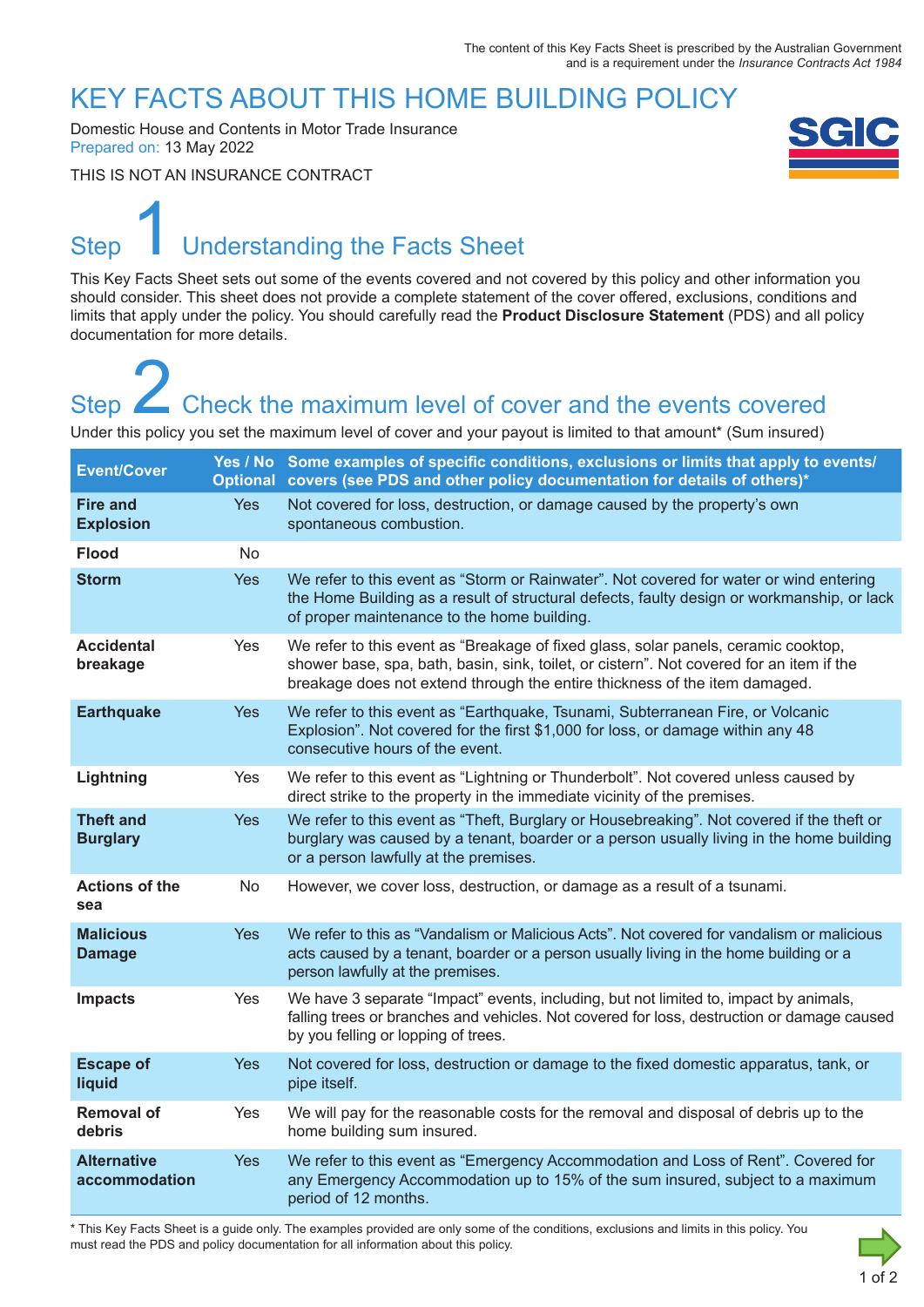The content of this Key Facts Sheet is prescribed by the Australian Government and is a requirement under the *Insurance Contracts Act 1984*

# KEY FACTS ABOUT THIS HOME BUILDING POLICY

Domestic House and Contents in Motor Trade Insurance
Prepared on: 13 May 2022

THIS IS NOT AN INSURANCE CONTRACT

## Step 1 Understanding the Facts Sheet

This Key Facts Sheet sets out some of the events covered and not covered by this policy and other information you should consider. This sheet does not provide a complete statement of the cover offered, exclusions, conditions and limits that apply under the policy. You should carefully read the **Product Disclosure Statement** (PDS) and all policy documentation for more details.

## Step 2 Check the maximum level of cover and the events covered

Under this policy you set the maximum level of cover and your payout is limited to that amount* (Sum insured)

| Event/Cover | Yes / No Optional | Some examples of specific conditions, exclusions or limits that apply to events/ covers (see PDS and other policy documentation for details of others)* |
|---|---|---|
| **Fire and Explosion** | Yes | Not covered for loss, destruction, or damage caused by the property's own spontaneous combustion. |
| **Flood** | No | |
| **Storm** | Yes | We refer to this event as "Storm or Rainwater". Not covered for water or wind entering the Home Building as a result of structural defects, faulty design or workmanship, or lack of proper maintenance to the home building. |
| **Accidental breakage** | Yes | We refer to this event as "Breakage of fixed glass, solar panels, ceramic cooktop, shower base, spa, bath, basin, sink, toilet, or cistern". Not covered for an item if the breakage does not extend through the entire thickness of the item damaged. |
| **Earthquake** | Yes | We refer to this event as "Earthquake, Tsunami, Subterranean Fire, or Volcanic Explosion". Not covered for the first $1,000 for loss, or damage within any 48 consecutive hours of the event. |
| **Lightning** | Yes | We refer to this event as "Lightning or Thunderbolt". Not covered unless caused by direct strike to the property in the immediate vicinity of the premises. |
| **Theft and Burglary** | Yes | We refer to this event as "Theft, Burglary or Housebreaking". Not covered if the theft or burglary was caused by a tenant, boarder or a person usually living in the home building or a person lawfully at the premises. |
| **Actions of the sea** | No | However, we cover loss, destruction, or damage as a result of a tsunami. |
| **Malicious Damage** | Yes | We refer to this as "Vandalism or Malicious Acts". Not covered for vandalism or malicious acts caused by a tenant, boarder or a person usually living in the home building or a person lawfully at the premises. |
| **Impacts** | Yes | We have 3 separate "Impact" events, including, but not limited to, impact by animals, falling trees or branches and vehicles. Not covered for loss, destruction or damage caused by you felling or lopping of trees. |
| **Escape of liquid** | Yes | Not covered for loss, destruction or damage to the fixed domestic apparatus, tank, or pipe itself. |
| **Removal of debris** | Yes | We will pay for the reasonable costs for the removal and disposal of debris up to the home building sum insured. |
| **Alternative accommodation** | Yes | We refer to this event as "Emergency Accommodation and Loss of Rent". Covered for any Emergency Accommodation up to 15% of the sum insured, subject to a maximum period of 12 months. |

* This Key Facts Sheet is a guide only. The examples provided are only some of the conditions, exclusions and limits in this policy. You must read the PDS and policy documentation for all information about this policy.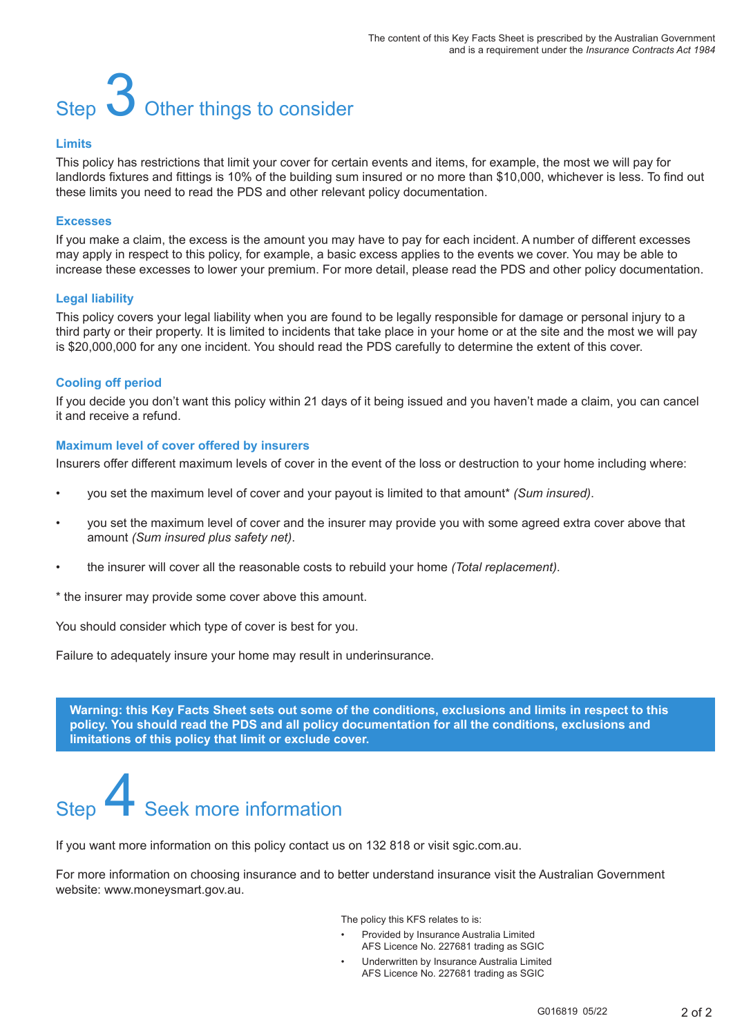The content of this Key Facts Sheet is prescribed by the Australian Government and is a requirement under the *Insurance Contracts Act 1984*

# Step 3 Other things to consider

### Limits

This policy has restrictions that limit your cover for certain events and items, for example, the most we will pay for landlords fixtures and fittings is 10% of the building sum insured or no more than $10,000, whichever is less. To find out these limits you need to read the PDS and other relevant policy documentation.

### Excesses

If you make a claim, the excess is the amount you may have to pay for each incident. A number of different excesses may apply in respect to this policy, for example, a basic excess applies to the events we cover. You may be able to increase these excesses to lower your premium. For more detail, please read the PDS and other policy documentation.

### Legal liability

This policy covers your legal liability when you are found to be legally responsible for damage or personal injury to a third party or their property. It is limited to incidents that take place in your home or at the site and the most we will pay is $20,000,000 for any one incident. You should read the PDS carefully to determine the extent of this cover.

### Cooling off period

If you decide you don't want this policy within 21 days of it being issued and you haven't made a claim, you can cancel it and receive a refund.

### Maximum level of cover offered by insurers

Insurers offer different maximum levels of cover in the event of the loss or destruction to your home including where:

- you set the maximum level of cover and your payout is limited to that amount* *(Sum insured)*.
- you set the maximum level of cover and the insurer may provide you with some agreed extra cover above that amount *(Sum insured plus safety net)*.
- the insurer will cover all the reasonable costs to rebuild your home *(Total replacement)*.

* the insurer may provide some cover above this amount.

You should consider which type of cover is best for you.

Failure to adequately insure your home may result in underinsurance.

**Warning: this Key Facts Sheet sets out some of the conditions, exclusions and limits in respect to this policy. You should read the PDS and all policy documentation for all the conditions, exclusions and limitations of this policy that limit or exclude cover.**

# Step 4 Seek more information

If you want more information on this policy contact us on 132 818 or visit sgic.com.au.

For more information on choosing insurance and to better understand insurance visit the Australian Government website: www.moneysmart.gov.au.

The policy this KFS relates to is:

- Provided by Insurance Australia Limited AFS Licence No. 227681 trading as SGIC
- Underwritten by Insurance Australia Limited AFS Licence No. 227681 trading as SGIC

G016819 05/22